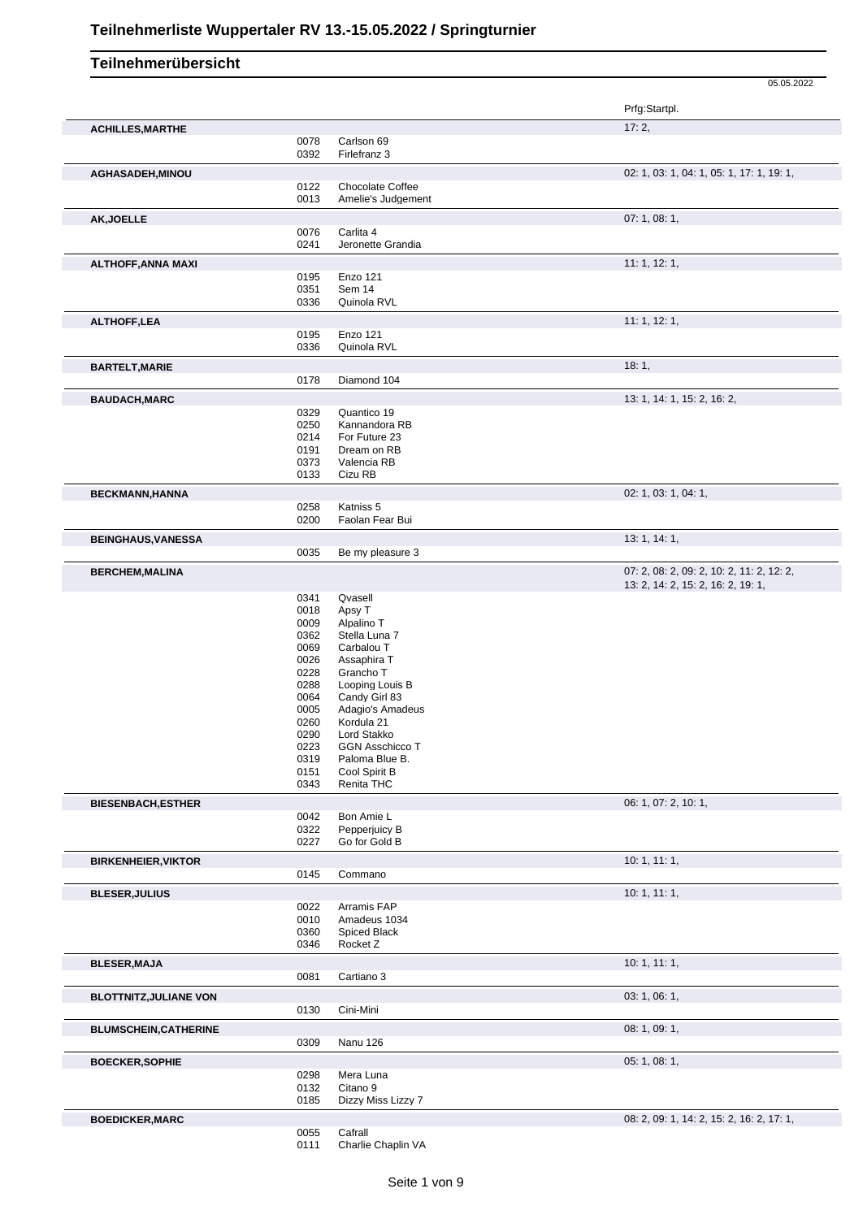# Teilnehmerliste Wuppertaler RV 13.-15.05.2022 / Springturnier

## Teilnehmerübersicht

05.05.2022

| Teilnehmer | Nr. | Pferd | Prfg:Startpl. |
|---|---|---|---|
| **ACHILLES,MARTHE** | | | 17: 2, |
| | 0078 | Carlson 69 | |
| | 0392 | Firlefranz 3 | |
| **AGHASADEH,MINOU** | | | 02: 1, 03: 1, 04: 1, 05: 1, 17: 1, 19: 1, |
| | 0122 | Chocolate Coffee | |
| | 0013 | Amelie's Judgement | |
| **AK,JOELLE** | | | 07: 1, 08: 1, |
| | 0076 | Carlita 4 | |
| | 0241 | Jeronette Grandia | |
| **ALTHOFF,ANNA MAXI** | | | 11: 1, 12: 1, |
| | 0195 | Enzo 121 | |
| | 0351 | Sem 14 | |
| | 0336 | Quinola RVL | |
| **ALTHOFF,LEA** | | | 11: 1, 12: 1, |
| | 0195 | Enzo 121 | |
| | 0336 | Quinola RVL | |
| **BARTELT,MARIE** | | | 18: 1, |
| | 0178 | Diamond 104 | |
| **BAUDACH,MARC** | | | 13: 1, 14: 1, 15: 2, 16: 2, |
| | 0329 | Quantico 19 | |
| | 0250 | Kannandora RB | |
| | 0214 | For Future 23 | |
| | 0191 | Dream on RB | |
| | 0373 | Valencia RB | |
| | 0133 | Cizu RB | |
| **BECKMANN,HANNA** | | | 02: 1, 03: 1, 04: 1, |
| | 0258 | Katniss 5 | |
| | 0200 | Faolan Fear Bui | |
| **BEINGHAUS,VANESSA** | | | 13: 1, 14: 1, |
| | 0035 | Be my pleasure 3 | |
| **BERCHEM,MALINA** | | | 07: 2, 08: 2, 09: 2, 10: 2, 11: 2, 12: 2, 13: 2, 14: 2, 15: 2, 16: 2, 19: 1, |
| | 0341 | Qvasell | |
| | 0018 | Apsy T | |
| | 0009 | Alpalino T | |
| | 0362 | Stella Luna 7 | |
| | 0069 | Carbalou T | |
| | 0026 | Assaphira T | |
| | 0228 | Grancho T | |
| | 0288 | Looping Louis B | |
| | 0064 | Candy Girl 83 | |
| | 0005 | Adagio's Amadeus | |
| | 0260 | Kordula 21 | |
| | 0290 | Lord Stakko | |
| | 0223 | GGN Asschicco T | |
| | 0319 | Paloma Blue B. | |
| | 0151 | Cool Spirit B | |
| | 0343 | Renita THC | |
| **BIESENBACH,ESTHER** | | | 06: 1, 07: 2, 10: 1, |
| | 0042 | Bon Amie L | |
| | 0322 | Pepperjuicy B | |
| | 0227 | Go for Gold B | |
| **BIRKENHEIER,VIKTOR** | | | 10: 1, 11: 1, |
| | 0145 | Commano | |
| **BLESER,JULIUS** | | | 10: 1, 11: 1, |
| | 0022 | Arramis FAP | |
| | 0010 | Amadeus 1034 | |
| | 0360 | Spiced Black | |
| | 0346 | Rocket Z | |
| **BLESER,MAJA** | | | 10: 1, 11: 1, |
| | 0081 | Cartiano 3 | |
| **BLOTTNITZ,JULIANE VON** | | | 03: 1, 06: 1, |
| | 0130 | Cini-Mini | |
| **BLUMSCHEIN,CATHERINE** | | | 08: 1, 09: 1, |
| | 0309 | Nanu 126 | |
| **BOECKER,SOPHIE** | | | 05: 1, 08: 1, |
| | 0298 | Mera Luna | |
| | 0132 | Citano 9 | |
| | 0185 | Dizzy Miss Lizzy 7 | |
| **BOEDICKER,MARC** | | | 08: 2, 09: 1, 14: 2, 15: 2, 16: 2, 17: 1, |
| | 0055 | Cafrall | |
| | 0111 | Charlie Chaplin VA | |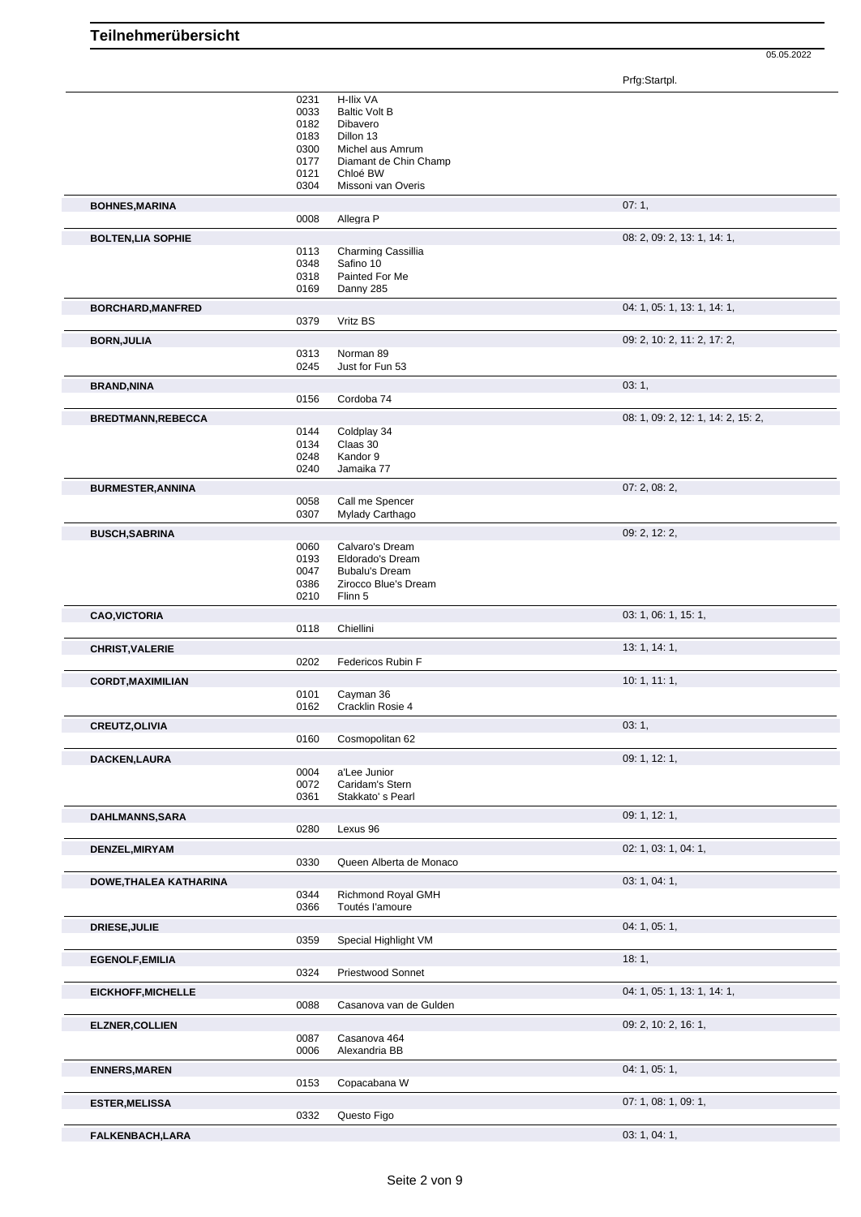# Teilnehmerübersicht

05.05.2022

| Name | Nr. | Pferd | Prfg:Startpl. |
|---|---|---|---|
| | 0231 | H-Ilix VA | |
| | 0033 | Baltic Volt B | |
| | 0182 | Dibavero | |
| | 0183 | Dillon 13 | |
| | 0300 | Michel aus Amrum | |
| | 0177 | Diamant de Chin Champ | |
| | 0121 | Chloé BW | |
| | 0304 | Missoni van Overis | |
| **BOHNES,MARINA** | | | 07: 1, |
| | 0008 | Allegra P | |
| **BOLTEN,LIA SOPHIE** | | | 08: 2, 09: 2, 13: 1, 14: 1, |
| | 0113 | Charming Cassillia | |
| | 0348 | Safino 10 | |
| | 0318 | Painted For Me | |
| | 0169 | Danny 285 | |
| **BORCHARD,MANFRED** | | | 04: 1, 05: 1, 13: 1, 14: 1, |
| | 0379 | Vritz BS | |
| **BORN,JULIA** | | | 09: 2, 10: 2, 11: 2, 17: 2, |
| | 0313 | Norman 89 | |
| | 0245 | Just for Fun 53 | |
| **BRAND,NINA** | | | 03: 1, |
| | 0156 | Cordoba 74 | |
| **BREDTMANN,REBECCA** | | | 08: 1, 09: 2, 12: 1, 14: 2, 15: 2, |
| | 0144 | Coldplay 34 | |
| | 0134 | Claas 30 | |
| | 0248 | Kandor 9 | |
| | 0240 | Jamaika 77 | |
| **BURMESTER,ANNINA** | | | 07: 2, 08: 2, |
| | 0058 | Call me Spencer | |
| | 0307 | Mylady Carthago | |
| **BUSCH,SABRINA** | | | 09: 2, 12: 2, |
| | 0060 | Calvaro's Dream | |
| | 0193 | Eldorado's Dream | |
| | 0047 | Bubalu's Dream | |
| | 0386 | Zirocco Blue's Dream | |
| | 0210 | Flinn 5 | |
| **CAO,VICTORIA** | | | 03: 1, 06: 1, 15: 1, |
| | 0118 | Chiellini | |
| **CHRIST,VALERIE** | | | 13: 1, 14: 1, |
| | 0202 | Federicos Rubin F | |
| **CORDT,MAXIMILIAN** | | | 10: 1, 11: 1, |
| | 0101 | Cayman 36 | |
| | 0162 | Cracklin Rosie 4 | |
| **CREUTZ,OLIVIA** | | | 03: 1, |
| | 0160 | Cosmopolitan 62 | |
| **DACKEN,LAURA** | | | 09: 1, 12: 1, |
| | 0004 | a'Lee Junior | |
| | 0072 | Caridam's Stern | |
| | 0361 | Stakkato' s Pearl | |
| **DAHLMANNS,SARA** | | | 09: 1, 12: 1, |
| | 0280 | Lexus 96 | |
| **DENZEL,MIRYAM** | | | 02: 1, 03: 1, 04: 1, |
| | 0330 | Queen Alberta de Monaco | |
| **DOWE,THALEA KATHARINA** | | | 03: 1, 04: 1, |
| | 0344 | Richmond Royal GMH | |
| | 0366 | Toutés l'amoure | |
| **DRIESE,JULIE** | | | 04: 1, 05: 1, |
| | 0359 | Special Highlight VM | |
| **EGENOLF,EMILIA** | | | 18: 1, |
| | 0324 | Priestwood Sonnet | |
| **EICKHOFF,MICHELLE** | | | 04: 1, 05: 1, 13: 1, 14: 1, |
| | 0088 | Casanova van de Gulden | |
| **ELZNER,COLLIEN** | | | 09: 2, 10: 2, 16: 1, |
| | 0087 | Casanova 464 | |
| | 0006 | Alexandria BB | |
| **ENNERS,MAREN** | | | 04: 1, 05: 1, |
| | 0153 | Copacabana W | |
| **ESTER,MELISSA** | | | 07: 1, 08: 1, 09: 1, |
| | 0332 | Questo Figo | |
| **FALKENBACH,LARA** | | | 03: 1, 04: 1, |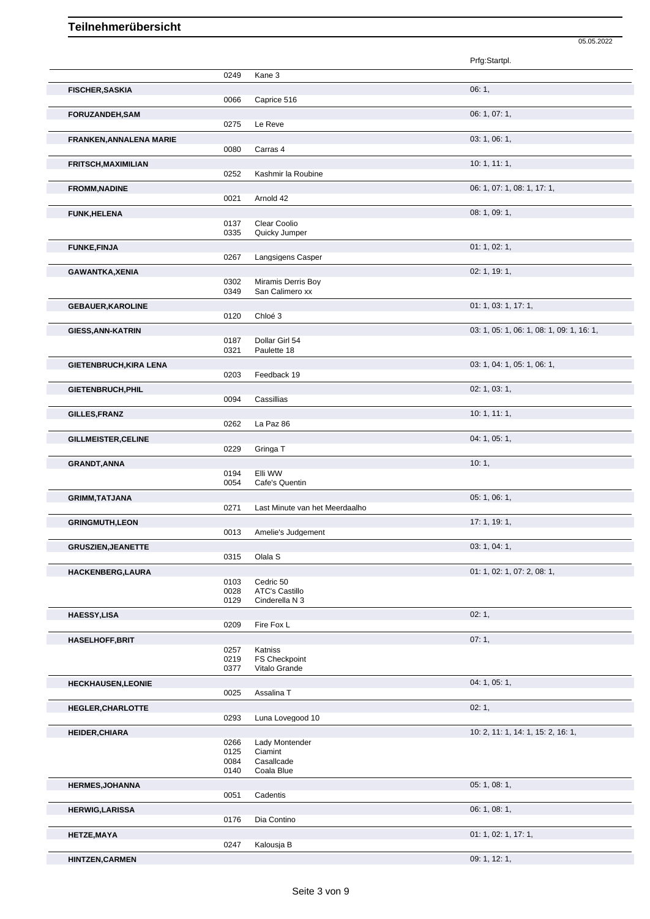## Teilnehmerübersicht

05.05.2022

| Name | Nr. | Pferd | Prfg:Startpl. |
|---|---|---|---|
| | 0249 | Kane 3 | |
| **FISCHER,SASKIA** | | | 06: 1, |
| | 0066 | Caprice 516 | |
| **FORUZANDEH,SAM** | | | 06: 1, 07: 1, |
| | 0275 | Le Reve | |
| **FRANKEN,ANNALENA MARIE** | | | 03: 1, 06: 1, |
| | 0080 | Carras 4 | |
| **FRITSCH,MAXIMILIAN** | | | 10: 1, 11: 1, |
| | 0252 | Kashmir la Roubine | |
| **FROMM,NADINE** | | | 06: 1, 07: 1, 08: 1, 17: 1, |
| | 0021 | Arnold 42 | |
| **FUNK,HELENA** | | | 08: 1, 09: 1, |
| | 0137 | Clear Coolio | |
| | 0335 | Quicky Jumper | |
| **FUNKE,FINJA** | | | 01: 1, 02: 1, |
| | 0267 | Langsigens Casper | |
| **GAWANTKA,XENIA** | | | 02: 1, 19: 1, |
| | 0302 | Miramis Derris Boy | |
| | 0349 | San Calimero xx | |
| **GEBAUER,KAROLINE** | | | 01: 1, 03: 1, 17: 1, |
| | 0120 | Chloé 3 | |
| **GIESS,ANN-KATRIN** | | | 03: 1, 05: 1, 06: 1, 08: 1, 09: 1, 16: 1, |
| | 0187 | Dollar Girl 54 | |
| | 0321 | Paulette 18 | |
| **GIETENBRUCH,KIRA LENA** | | | 03: 1, 04: 1, 05: 1, 06: 1, |
| | 0203 | Feedback 19 | |
| **GIETENBRUCH,PHIL** | | | 02: 1, 03: 1, |
| | 0094 | Cassillias | |
| **GILLES,FRANZ** | | | 10: 1, 11: 1, |
| | 0262 | La Paz 86 | |
| **GILLMEISTER,CELINE** | | | 04: 1, 05: 1, |
| | 0229 | Gringa T | |
| **GRANDT,ANNA** | | | 10: 1, |
| | 0194 | Elli WW | |
| | 0054 | Cafe's Quentin | |
| **GRIMM,TATJANA** | | | 05: 1, 06: 1, |
| | 0271 | Last Minute van het Meerdaalho | |
| **GRINGMUTH,LEON** | | | 17: 1, 19: 1, |
| | 0013 | Amelie's Judgement | |
| **GRUSZIEN,JEANETTE** | | | 03: 1, 04: 1, |
| | 0315 | Olala S | |
| **HACKENBERG,LAURA** | | | 01: 1, 02: 1, 07: 2, 08: 1, |
| | 0103 | Cedric 50 | |
| | 0028 | ATC's Castillo | |
| | 0129 | Cinderella N 3 | |
| **HAESSY,LISA** | | | 02: 1, |
| | 0209 | Fire Fox L | |
| **HASELHOFF,BRIT** | | | 07: 1, |
| | 0257 | Katniss | |
| | 0219 | FS Checkpoint | |
| | 0377 | Vitalo Grande | |
| **HECKHAUSEN,LEONIE** | | | 04: 1, 05: 1, |
| | 0025 | Assalina T | |
| **HEGLER,CHARLOTTE** | | | 02: 1, |
| | 0293 | Luna Lovegood 10 | |
| **HEIDER,CHIARA** | | | 10: 2, 11: 1, 14: 1, 15: 2, 16: 1, |
| | 0266 | Lady Montender | |
| | 0125 | Ciamint | |
| | 0084 | Casallcade | |
| | 0140 | Coala Blue | |
| **HERMES,JOHANNA** | | | 05: 1, 08: 1, |
| | 0051 | Cadentis | |
| **HERWIG,LARISSA** | | | 06: 1, 08: 1, |
| | 0176 | Dia Contino | |
| **HETZE,MAYA** | | | 01: 1, 02: 1, 17: 1, |
| | 0247 | Kalousja B | |
| **HINTZEN,CARMEN** | | | 09: 1, 12: 1, |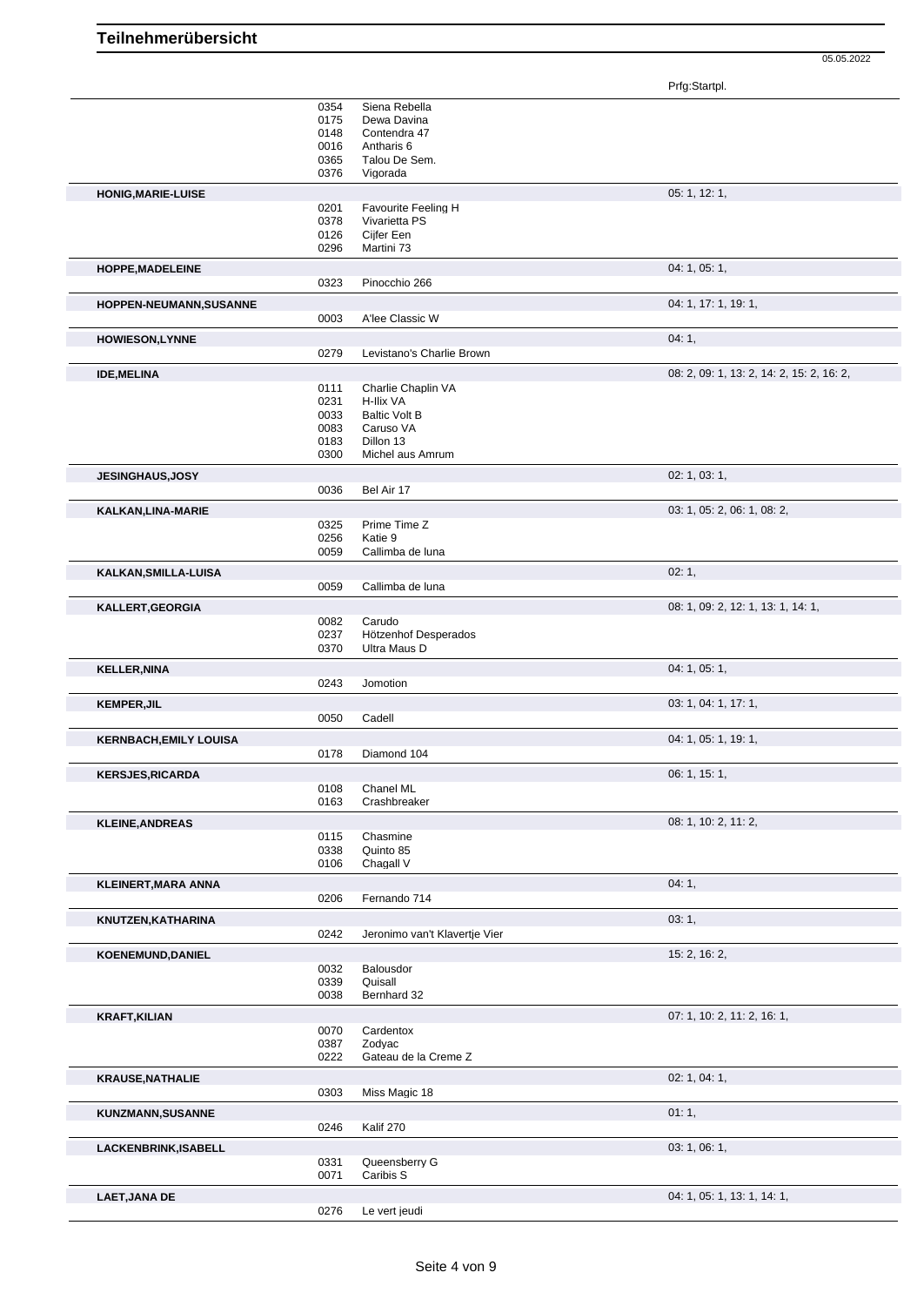# Teilnehmerübersicht

05.05.2022

| Name | Nr. | Pferd | Prfg:Startpl. |
|---|---|---|---|
| | 0354 | Siena Rebella | |
| | 0175 | Dewa Davina | |
| | 0148 | Contendra 47 | |
| | 0016 | Antharis 6 | |
| | 0365 | Talou De Sem. | |
| | 0376 | Vigorada | |
| **HONIG,MARIE-LUISE** | | | 05: 1, 12: 1, |
| | 0201 | Favourite Feeling H | |
| | 0378 | Vivarietta PS | |
| | 0126 | Cijfer Een | |
| | 0296 | Martini 73 | |
| **HOPPE,MADELEINE** | | | 04: 1, 05: 1, |
| | 0323 | Pinocchio 266 | |
| **HOPPEN-NEUMANN,SUSANNE** | | | 04: 1, 17: 1, 19: 1, |
| | 0003 | A'lee Classic W | |
| **HOWIESON,LYNNE** | | | 04: 1, |
| | 0279 | Levistano's Charlie Brown | |
| **IDE,MELINA** | | | 08: 2, 09: 1, 13: 2, 14: 2, 15: 2, 16: 2, |
| | 0111 | Charlie Chaplin VA | |
| | 0231 | H-Ilix VA | |
| | 0033 | Baltic Volt B | |
| | 0083 | Caruso VA | |
| | 0183 | Dillon 13 | |
| | 0300 | Michel aus Amrum | |
| **JESINGHAUS,JOSY** | | | 02: 1, 03: 1, |
| | 0036 | Bel Air 17 | |
| **KALKAN,LINA-MARIE** | | | 03: 1, 05: 2, 06: 1, 08: 2, |
| | 0325 | Prime Time Z | |
| | 0256 | Katie 9 | |
| | 0059 | Callimba de luna | |
| **KALKAN,SMILLA-LUISA** | | | 02: 1, |
| | 0059 | Callimba de luna | |
| **KALLERT,GEORGIA** | | | 08: 1, 09: 2, 12: 1, 13: 1, 14: 1, |
| | 0082 | Carudo | |
| | 0237 | Hötzenhof Desperados | |
| | 0370 | Ultra Maus D | |
| **KELLER,NINA** | | | 04: 1, 05: 1, |
| | 0243 | Jomotion | |
| **KEMPER,JIL** | | | 03: 1, 04: 1, 17: 1, |
| | 0050 | Cadell | |
| **KERNBACH,EMILY LOUISA** | | | 04: 1, 05: 1, 19: 1, |
| | 0178 | Diamond 104 | |
| **KERSJES,RICARDA** | | | 06: 1, 15: 1, |
| | 0108 | Chanel ML | |
| | 0163 | Crashbreaker | |
| **KLEINE,ANDREAS** | | | 08: 1, 10: 2, 11: 2, |
| | 0115 | Chasmine | |
| | 0338 | Quinto 85 | |
| | 0106 | Chagall V | |
| **KLEINERT,MARA ANNA** | | | 04: 1, |
| | 0206 | Fernando 714 | |
| **KNUTZEN,KATHARINA** | | | 03: 1, |
| | 0242 | Jeronimo van't Klavertje Vier | |
| **KOENEMUND,DANIEL** | | | 15: 2, 16: 2, |
| | 0032 | Balousdor | |
| | 0339 | Quisall | |
| | 0038 | Bernhard 32 | |
| **KRAFT,KILIAN** | | | 07: 1, 10: 2, 11: 2, 16: 1, |
| | 0070 | Cardentox | |
| | 0387 | Zodyac | |
| | 0222 | Gateau de la Creme Z | |
| **KRAUSE,NATHALIE** | | | 02: 1, 04: 1, |
| | 0303 | Miss Magic 18 | |
| **KUNZMANN,SUSANNE** | | | 01: 1, |
| | 0246 | Kalif 270 | |
| **LACKENBRINK,ISABELL** | | | 03: 1, 06: 1, |
| | 0331 | Queensberry G | |
| | 0071 | Caribis S | |
| **LAET,JANA DE** | | | 04: 1, 05: 1, 13: 1, 14: 1, |
| | 0276 | Le vert jeudi | |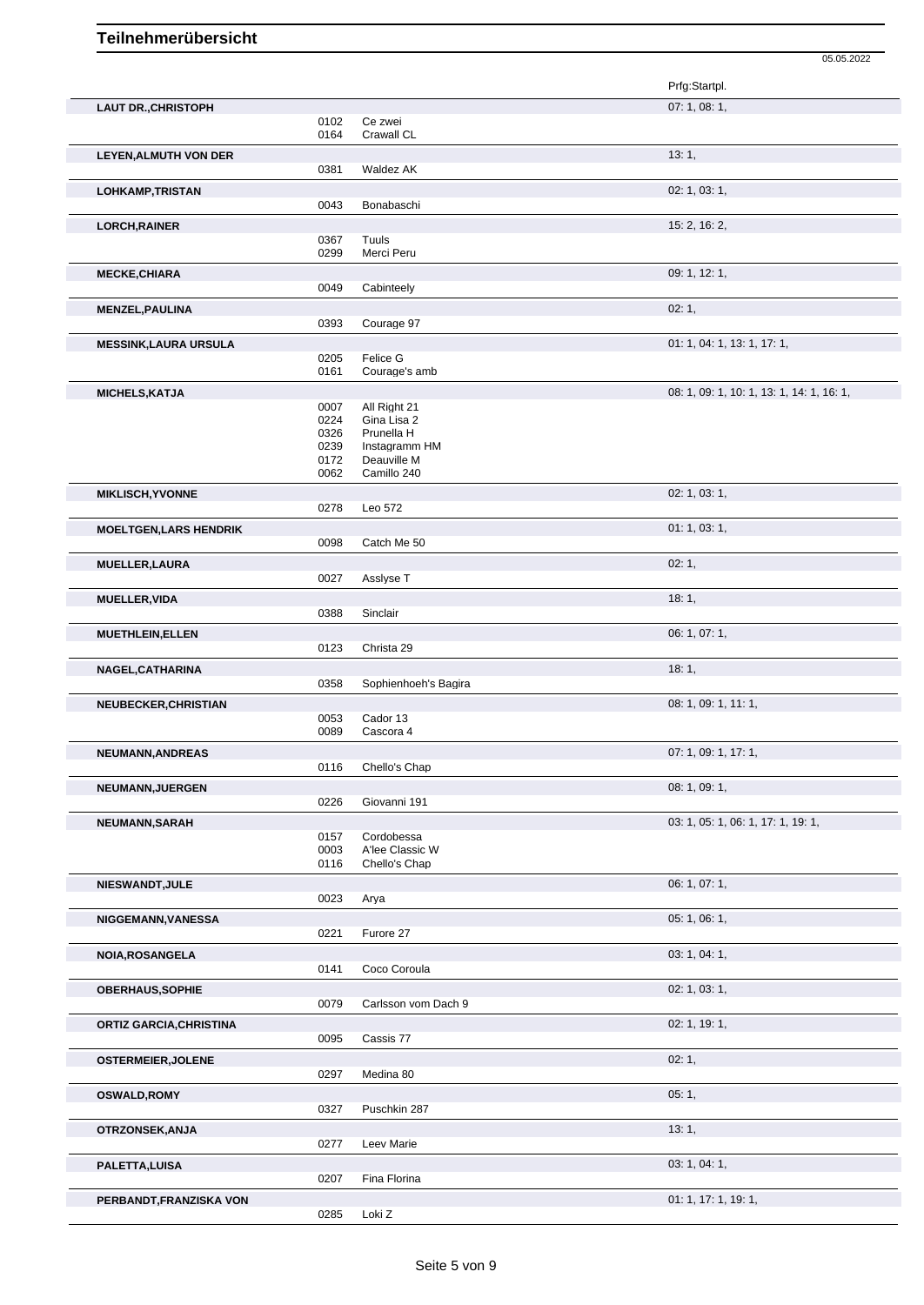# Teilnehmerübersicht

05.05.2022

| Name | Nr. | Pferd | Prfg:Startpl. |
|---|---|---|---|
| **LAUT DR.,CHRISTOPH** | | | 07: 1, 08: 1, |
| | 0102 | Ce zwei | |
| | 0164 | Crawall CL | |
| **LEYEN,ALMUTH VON DER** | | | 13: 1, |
| | 0381 | Waldez AK | |
| **LOHKAMP,TRISTAN** | | | 02: 1, 03: 1, |
| | 0043 | Bonabaschi | |
| **LORCH,RAINER** | | | 15: 2, 16: 2, |
| | 0367 | Tuuls | |
| | 0299 | Merci Peru | |
| **MECKE,CHIARA** | | | 09: 1, 12: 1, |
| | 0049 | Cabinteely | |
| **MENZEL,PAULINA** | | | 02: 1, |
| | 0393 | Courage 97 | |
| **MESSINK,LAURA URSULA** | | | 01: 1, 04: 1, 13: 1, 17: 1, |
| | 0205 | Felice G | |
| | 0161 | Courage's amb | |
| **MICHELS,KATJA** | | | 08: 1, 09: 1, 10: 1, 13: 1, 14: 1, 16: 1, |
| | 0007 | All Right 21 | |
| | 0224 | Gina Lisa 2 | |
| | 0326 | Prunella H | |
| | 0239 | Instagramm HM | |
| | 0172 | Deauville M | |
| | 0062 | Camillo 240 | |
| **MIKLISCH,YVONNE** | | | 02: 1, 03: 1, |
| | 0278 | Leo 572 | |
| **MOELTGEN,LARS HENDRIK** | | | 01: 1, 03: 1, |
| | 0098 | Catch Me 50 | |
| **MUELLER,LAURA** | | | 02: 1, |
| | 0027 | Asslyse T | |
| **MUELLER,VIDA** | | | 18: 1, |
| | 0388 | Sinclair | |
| **MUETHLEIN,ELLEN** | | | 06: 1, 07: 1, |
| | 0123 | Christa 29 | |
| **NAGEL,CATHARINA** | | | 18: 1, |
| | 0358 | Sophienhoeh's Bagira | |
| **NEUBECKER,CHRISTIAN** | | | 08: 1, 09: 1, 11: 1, |
| | 0053 | Cador 13 | |
| | 0089 | Cascora 4 | |
| **NEUMANN,ANDREAS** | | | 07: 1, 09: 1, 17: 1, |
| | 0116 | Chello's Chap | |
| **NEUMANN,JUERGEN** | | | 08: 1, 09: 1, |
| | 0226 | Giovanni 191 | |
| **NEUMANN,SARAH** | | | 03: 1, 05: 1, 06: 1, 17: 1, 19: 1, |
| | 0157 | Cordobessa | |
| | 0003 | A'lee Classic W | |
| | 0116 | Chello's Chap | |
| **NIESWANDT,JULE** | | | 06: 1, 07: 1, |
| | 0023 | Arya | |
| **NIGGEMANN,VANESSA** | | | 05: 1, 06: 1, |
| | 0221 | Furore 27 | |
| **NOIA,ROSANGELA** | | | 03: 1, 04: 1, |
| | 0141 | Coco Coroula | |
| **OBERHAUS,SOPHIE** | | | 02: 1, 03: 1, |
| | 0079 | Carlsson vom Dach 9 | |
| **ORTIZ GARCIA,CHRISTINA** | | | 02: 1, 19: 1, |
| | 0095 | Cassis 77 | |
| **OSTERMEIER,JOLENE** | | | 02: 1, |
| | 0297 | Medina 80 | |
| **OSWALD,ROMY** | | | 05: 1, |
| | 0327 | Puschkin 287 | |
| **OTRZONSEK,ANJA** | | | 13: 1, |
| | 0277 | Leev Marie | |
| **PALETTA,LUISA** | | | 03: 1, 04: 1, |
| | 0207 | Fina Florina | |
| **PERBANDT,FRANZISKA VON** | | | 01: 1, 17: 1, 19: 1, |
| | 0285 | Loki Z | |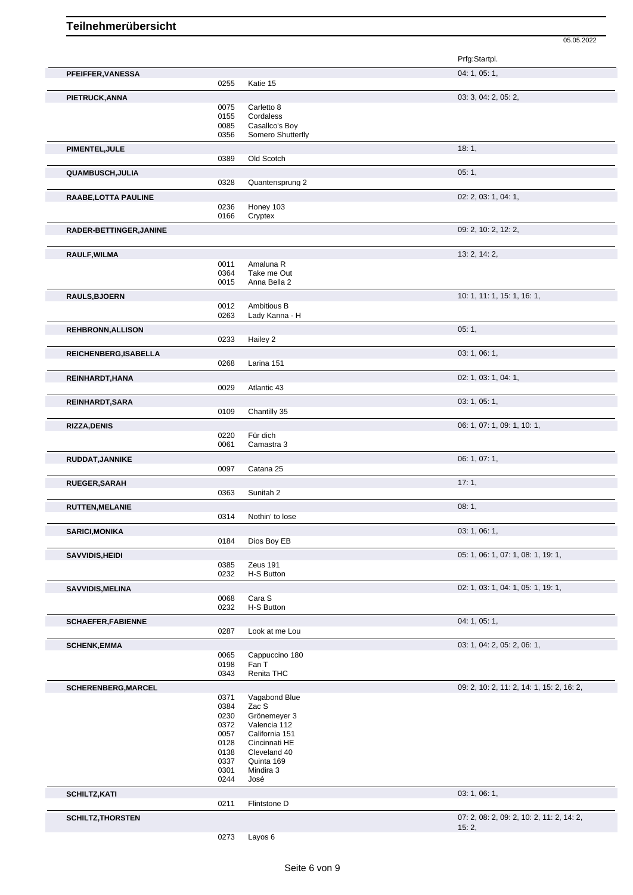# Teilnehmerübersicht

05.05.2022

| Name | Nr. | Pferd | Prfg:Startpl. |
|---|---|---|---|
| **PFEIFFER,VANESSA** | | | 04: 1, 05: 1, |
| | 0255 | Katie 15 | |
| **PIETRUCK,ANNA** | | | 03: 3, 04: 2, 05: 2, |
| | 0075 | Carletto 8 | |
| | 0155 | Cordaless | |
| | 0085 | Casallco's Boy | |
| | 0356 | Somero Shutterfly | |
| **PIMENTEL,JULE** | | | 18: 1, |
| | 0389 | Old Scotch | |
| **QUAMBUSCH,JULIA** | | | 05: 1, |
| | 0328 | Quantensprung 2 | |
| **RAABE,LOTTA PAULINE** | | | 02: 2, 03: 1, 04: 1, |
| | 0236 | Honey 103 | |
| | 0166 | Cryptex | |
| **RADER-BETTINGER,JANINE** | | | 09: 2, 10: 2, 12: 2, |
| **RAULF,WILMA** | | | 13: 2, 14: 2, |
| | 0011 | Amaluna R | |
| | 0364 | Take me Out | |
| | 0015 | Anna Bella 2 | |
| **RAULS,BJOERN** | | | 10: 1, 11: 1, 15: 1, 16: 1, |
| | 0012 | Ambitious B | |
| | 0263 | Lady Kanna - H | |
| **REHBRONN,ALLISON** | | | 05: 1, |
| | 0233 | Hailey 2 | |
| **REICHENBERG,ISABELLA** | | | 03: 1, 06: 1, |
| | 0268 | Larina 151 | |
| **REINHARDT,HANA** | | | 02: 1, 03: 1, 04: 1, |
| | 0029 | Atlantic 43 | |
| **REINHARDT,SARA** | | | 03: 1, 05: 1, |
| | 0109 | Chantilly 35 | |
| **RIZZA,DENIS** | | | 06: 1, 07: 1, 09: 1, 10: 1, |
| | 0220 | Für dich | |
| | 0061 | Camastra 3 | |
| **RUDDAT,JANNIKE** | | | 06: 1, 07: 1, |
| | 0097 | Catana 25 | |
| **RUEGER,SARAH** | | | 17: 1, |
| | 0363 | Sunitah 2 | |
| **RUTTEN,MELANIE** | | | 08: 1, |
| | 0314 | Nothin' to lose | |
| **SARICI,MONIKA** | | | 03: 1, 06: 1, |
| | 0184 | Dios Boy EB | |
| **SAVVIDIS,HEIDI** | | | 05: 1, 06: 1, 07: 1, 08: 1, 19: 1, |
| | 0385 | Zeus 191 | |
| | 0232 | H-S Button | |
| **SAVVIDIS,MELINA** | | | 02: 1, 03: 1, 04: 1, 05: 1, 19: 1, |
| | 0068 | Cara S | |
| | 0232 | H-S Button | |
| **SCHAEFER,FABIENNE** | | | 04: 1, 05: 1, |
| | 0287 | Look at me Lou | |
| **SCHENK,EMMA** | | | 03: 1, 04: 2, 05: 2, 06: 1, |
| | 0065 | Cappuccino 180 | |
| | 0198 | Fan T | |
| | 0343 | Renita THC | |
| **SCHERENBERG,MARCEL** | | | 09: 2, 10: 2, 11: 2, 14: 1, 15: 2, 16: 2, |
| | 0371 | Vagabond Blue | |
| | 0384 | Zac S | |
| | 0230 | Grönemeyer 3 | |
| | 0372 | Valencia 112 | |
| | 0057 | California 151 | |
| | 0128 | Cincinnati HE | |
| | 0138 | Cleveland 40 | |
| | 0337 | Quinta 169 | |
| | 0301 | Mindira 3 | |
| | 0244 | José | |
| **SCHILTZ,KATI** | | | 03: 1, 06: 1, |
| | 0211 | Flintstone D | |
| **SCHILTZ,THORSTEN** | | | 07: 2, 08: 2, 09: 2, 10: 2, 11: 2, 14: 2, 15: 2, |
| | 0273 | Layos 6 | |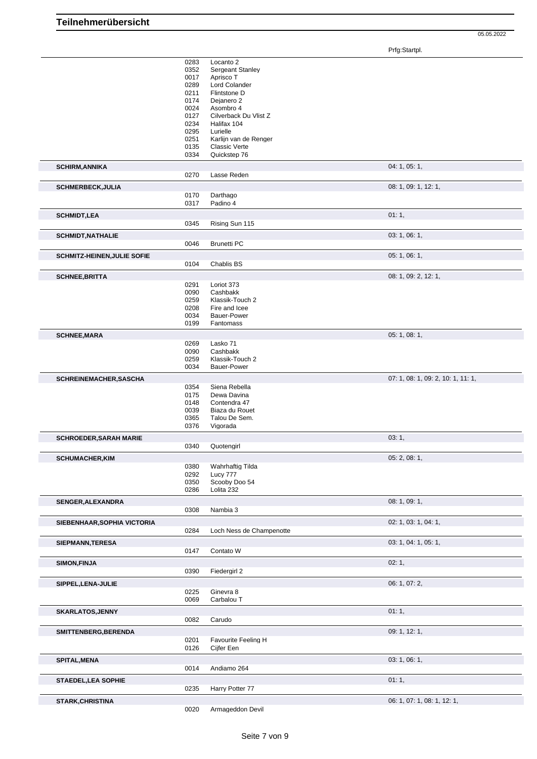# Teilnehmerübersicht

05.05.2022

| | | | Prfg:Startpl. |
|---|---|---|---|
| | 0283 | Locanto 2 | |
| | 0352 | Sergeant Stanley | |
| | 0017 | Aprisco T | |
| | 0289 | Lord Colander | |
| | 0211 | Flintstone D | |
| | 0174 | Dejanero 2 | |
| | 0024 | Asombro 4 | |
| | 0127 | Cilverback Du Vlist Z | |
| | 0234 | Halifax 104 | |
| | 0295 | Lurielle | |
| | 0251 | Karlijn van de Renger | |
| | 0135 | Classic Verte | |
| | 0334 | Quickstep 76 | |
| **SCHIRM,ANNIKA** | | | 04: 1, 05: 1, |
| | 0270 | Lasse Reden | |
| **SCHMERBECK,JULIA** | | | 08: 1, 09: 1, 12: 1, |
| | 0170 | Darthago | |
| | 0317 | Padino 4 | |
| **SCHMIDT,LEA** | | | 01: 1, |
| | 0345 | Rising Sun 115 | |
| **SCHMIDT,NATHALIE** | | | 03: 1, 06: 1, |
| | 0046 | Brunetti PC | |
| **SCHMITZ-HEINEN,JULIE SOFIE** | | | 05: 1, 06: 1, |
| | 0104 | Chablis BS | |
| **SCHNEE,BRITTA** | | | 08: 1, 09: 2, 12: 1, |
| | 0291 | Loriot 373 | |
| | 0090 | Cashbakk | |
| | 0259 | Klassik-Touch 2 | |
| | 0208 | Fire and Icee | |
| | 0034 | Bauer-Power | |
| | 0199 | Fantomass | |
| **SCHNEE,MARA** | | | 05: 1, 08: 1, |
| | 0269 | Lasko 71 | |
| | 0090 | Cashbakk | |
| | 0259 | Klassik-Touch 2 | |
| | 0034 | Bauer-Power | |
| **SCHREINEMACHER,SASCHA** | | | 07: 1, 08: 1, 09: 2, 10: 1, 11: 1, |
| | 0354 | Siena Rebella | |
| | 0175 | Dewa Davina | |
| | 0148 | Contendra 47 | |
| | 0039 | Biaza du Rouet | |
| | 0365 | Talou De Sem. | |
| | 0376 | Vigorada | |
| **SCHROEDER,SARAH MARIE** | | | 03: 1, |
| | 0340 | Quotengirl | |
| **SCHUMACHER,KIM** | | | 05: 2, 08: 1, |
| | 0380 | Wahrhaftig Tilda | |
| | 0292 | Lucy 777 | |
| | 0350 | Scooby Doo 54 | |
| | 0286 | Lolita 232 | |
| **SENGER,ALEXANDRA** | | | 08: 1, 09: 1, |
| | 0308 | Nambia 3 | |
| **SIEBENHAAR,SOPHIA VICTORIA** | | | 02: 1, 03: 1, 04: 1, |
| | 0284 | Loch Ness de Champenotte | |
| **SIEPMANN,TERESA** | | | 03: 1, 04: 1, 05: 1, |
| | 0147 | Contato W | |
| **SIMON,FINJA** | | | 02: 1, |
| | 0390 | Fiedergirl 2 | |
| **SIPPEL,LENA-JULIE** | | | 06: 1, 07: 2, |
| | 0225 | Ginevra 8 | |
| | 0069 | Carbalou T | |
| **SKARLATOS,JENNY** | | | 01: 1, |
| | 0082 | Carudo | |
| **SMITTENBERG,BERENDA** | | | 09: 1, 12: 1, |
| | 0201 | Favourite Feeling H | |
| | 0126 | Cijfer Een | |
| **SPITAL,MENA** | | | 03: 1, 06: 1, |
| | 0014 | Andiamo 264 | |
| **STAEDEL,LEA SOPHIE** | | | 01: 1, |
| | 0235 | Harry Potter 77 | |
| **STARK,CHRISTINA** | | | 06: 1, 07: 1, 08: 1, 12: 1, |
| | 0020 | Armageddon Devil | |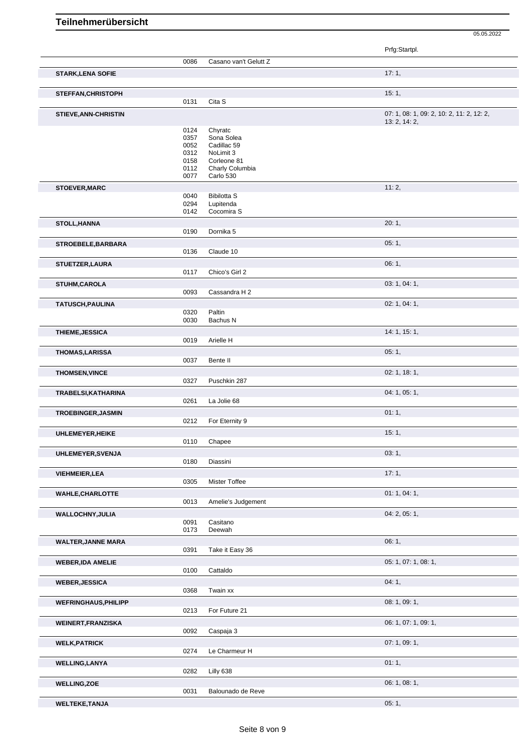# Teilnehmerübersicht

05.05.2022

| Name | Nr. | Pferd | Prfg:Startpl. |
|---|---|---|---|
| | 0086 | Casano van't Gelutt Z | |
| **STARK,LENA SOFIE** | | | 17: 1, |
| **STEFFAN,CHRISTOPH** | | | 15: 1, |
| | 0131 | Cita S | |
| **STIEVE,ANN-CHRISTIN** | | | 07: 1, 08: 1, 09: 2, 10: 2, 11: 2, 12: 2, 13: 2, 14: 2, |
| | 0124 | Chyratc | |
| | 0357 | Sona Solea | |
| | 0052 | Cadillac 59 | |
| | 0312 | NoLimit 3 | |
| | 0158 | Corleone 81 | |
| | 0112 | Charly Columbia | |
| | 0077 | Carlo 530 | |
| **STOEVER,MARC** | | | 11: 2, |
| | 0040 | Bibilotta S | |
| | 0294 | Lupitenda | |
| | 0142 | Cocomira S | |
| **STOLL,HANNA** | | | 20: 1, |
| | 0190 | Dornika 5 | |
| **STROEBELE,BARBARA** | | | 05: 1, |
| | 0136 | Claude 10 | |
| **STUETZER,LAURA** | | | 06: 1, |
| | 0117 | Chico's Girl 2 | |
| **STUHM,CAROLA** | | | 03: 1, 04: 1, |
| | 0093 | Cassandra H 2 | |
| **TATUSCH,PAULINA** | | | 02: 1, 04: 1, |
| | 0320 | Paltin | |
| | 0030 | Bachus N | |
| **THIEME,JESSICA** | | | 14: 1, 15: 1, |
| | 0019 | Arielle H | |
| **THOMAS,LARISSA** | | | 05: 1, |
| | 0037 | Bente II | |
| **THOMSEN,VINCE** | | | 02: 1, 18: 1, |
| | 0327 | Puschkin 287 | |
| **TRABELSI,KATHARINA** | | | 04: 1, 05: 1, |
| | 0261 | La Jolie 68 | |
| **TROEBINGER,JASMIN** | | | 01: 1, |
| | 0212 | For Eternity 9 | |
| **UHLEMEYER,HEIKE** | | | 15: 1, |
| | 0110 | Chapee | |
| **UHLEMEYER,SVENJA** | | | 03: 1, |
| | 0180 | Diassini | |
| **VIEHMEIER,LEA** | | | 17: 1, |
| | 0305 | Mister Toffee | |
| **WAHLE,CHARLOTTE** | | | 01: 1, 04: 1, |
| | 0013 | Amelie's Judgement | |
| **WALLOCHNY,JULIA** | | | 04: 2, 05: 1, |
| | 0091 | Casitano | |
| | 0173 | Deewah | |
| **WALTER,JANNE MARA** | | | 06: 1, |
| | 0391 | Take it Easy 36 | |
| **WEBER,IDA AMELIE** | | | 05: 1, 07: 1, 08: 1, |
| | 0100 | Cattaldo | |
| **WEBER,JESSICA** | | | 04: 1, |
| | 0368 | Twain xx | |
| **WEFRINGHAUS,PHILIPP** | | | 08: 1, 09: 1, |
| | 0213 | For Future 21 | |
| **WEINERT,FRANZISKA** | | | 06: 1, 07: 1, 09: 1, |
| | 0092 | Caspaja 3 | |
| **WELK,PATRICK** | | | 07: 1, 09: 1, |
| | 0274 | Le Charmeur H | |
| **WELLING,LANYA** | | | 01: 1, |
| | 0282 | Lilly 638 | |
| **WELLING,ZOE** | | | 06: 1, 08: 1, |
| | 0031 | Balounado de Reve | |
| **WELTEKE,TANJA** | | | 05: 1, |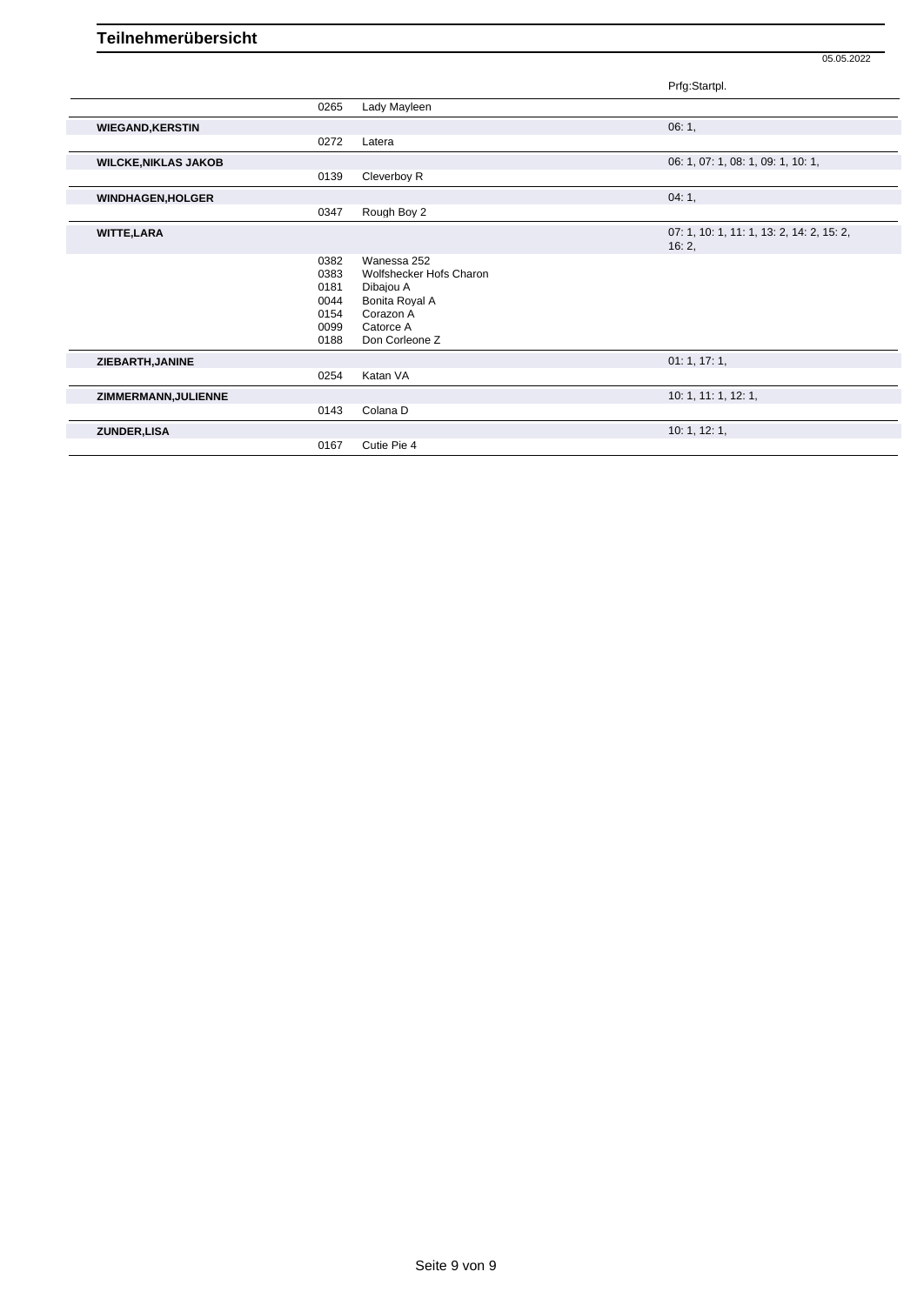## Teilnehmerübersicht

05.05.2022

| | | | Prfg:Startpl. |
|---|---|---|---|
| | 0265 | Lady Mayleen | |
| **WIEGAND,KERSTIN** | | | 06: 1, |
| | 0272 | Latera | |
| **WILCKE,NIKLAS JAKOB** | | | 06: 1, 07: 1, 08: 1, 09: 1, 10: 1, |
| | 0139 | Cleverboy R | |
| **WINDHAGEN,HOLGER** | | | 04: 1, |
| | 0347 | Rough Boy 2 | |
| **WITTE,LARA** | | | 07: 1, 10: 1, 11: 1, 13: 2, 14: 2, 15: 2, 16: 2, |
| | 0382 | Wanessa 252 | |
| | 0383 | Wolfshecker Hofs Charon | |
| | 0181 | Dibajou A | |
| | 0044 | Bonita Royal A | |
| | 0154 | Corazon A | |
| | 0099 | Catorce A | |
| | 0188 | Don Corleone Z | |
| **ZIEBARTH,JANINE** | | | 01: 1, 17: 1, |
| | 0254 | Katan VA | |
| **ZIMMERMANN,JULIENNE** | | | 10: 1, 11: 1, 12: 1, |
| | 0143 | Colana D | |
| **ZUNDER,LISA** | | | 10: 1, 12: 1, |
| | 0167 | Cutie Pie 4 | |